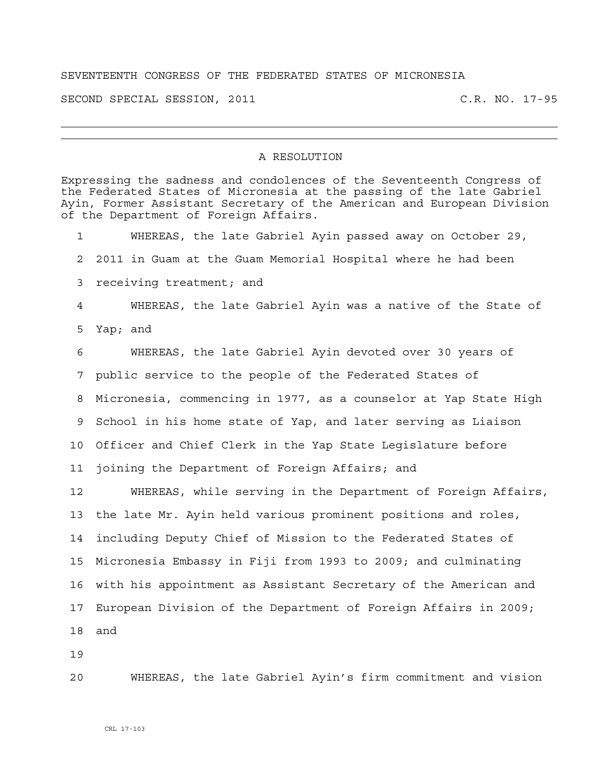SEVENTEENTH CONGRESS OF THE FEDERATED STATES OF MICRONESIA

SECOND SPECIAL SESSION, 2011 C.R. NO. 17-95

---

## A RESOLUTION

Expressing the sadness and condolences of the Seventeenth Congress of the Federated States of Micronesia at the passing of the late Gabriel Ayin, Former Assistant Secretary of the American and European Division of the Department of Foreign Affairs.

1 WHEREAS, the late Gabriel Ayin passed away on October 29,
2 2011 in Guam at the Guam Memorial Hospital where he had been
3 receiving treatment; and
4 WHEREAS, the late Gabriel Ayin was a native of the State of
5 Yap; and
6 WHEREAS, the late Gabriel Ayin devoted over 30 years of
7 public service to the people of the Federated States of
8 Micronesia, commencing in 1977, as a counselor at Yap State High
9 School in his home state of Yap, and later serving as Liaison
10 Officer and Chief Clerk in the Yap State Legislature before
11 joining the Department of Foreign Affairs; and
12 WHEREAS, while serving in the Department of Foreign Affairs,
13 the late Mr. Ayin held various prominent positions and roles,
14 including Deputy Chief of Mission to the Federated States of
15 Micronesia Embassy in Fiji from 1993 to 2009; and culminating
16 with his appointment as Assistant Secretary of the American and
17 European Division of the Department of Foreign Affairs in 2009;
18 and
19
20 WHEREAS, the late Gabriel Ayin's firm commitment and vision

CRL 17-103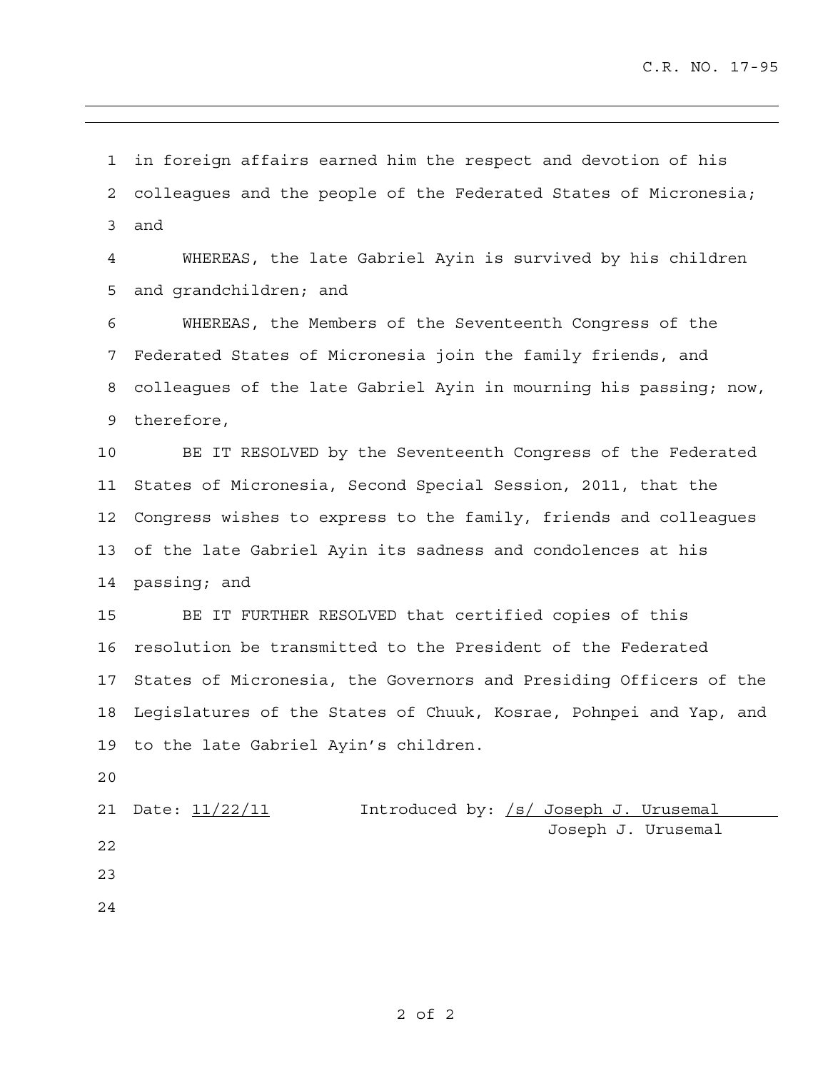in foreign affairs earned him the respect and devotion of his colleagues and the people of the Federated States of Micronesia; and

WHEREAS, the late Gabriel Ayin is survived by his children and grandchildren; and

WHEREAS, the Members of the Seventeenth Congress of the Federated States of Micronesia join the family friends, and colleagues of the late Gabriel Ayin in mourning his passing; now, therefore,

BE IT RESOLVED by the Seventeenth Congress of the Federated States of Micronesia, Second Special Session, 2011, that the Congress wishes to express to the family, friends and colleagues of the late Gabriel Ayin its sadness and condolences at his passing; and

BE IT FURTHER RESOLVED that certified copies of this resolution be transmitted to the President of the Federated States of Micronesia, the Governors and Presiding Officers of the Legislatures of the States of Chuuk, Kosrae, Pohnpei and Yap, and to the late Gabriel Ayin's children.

Date: 11/22/11

Introduced by: /s/ Joseph J. Urusemal
Joseph J. Urusemal